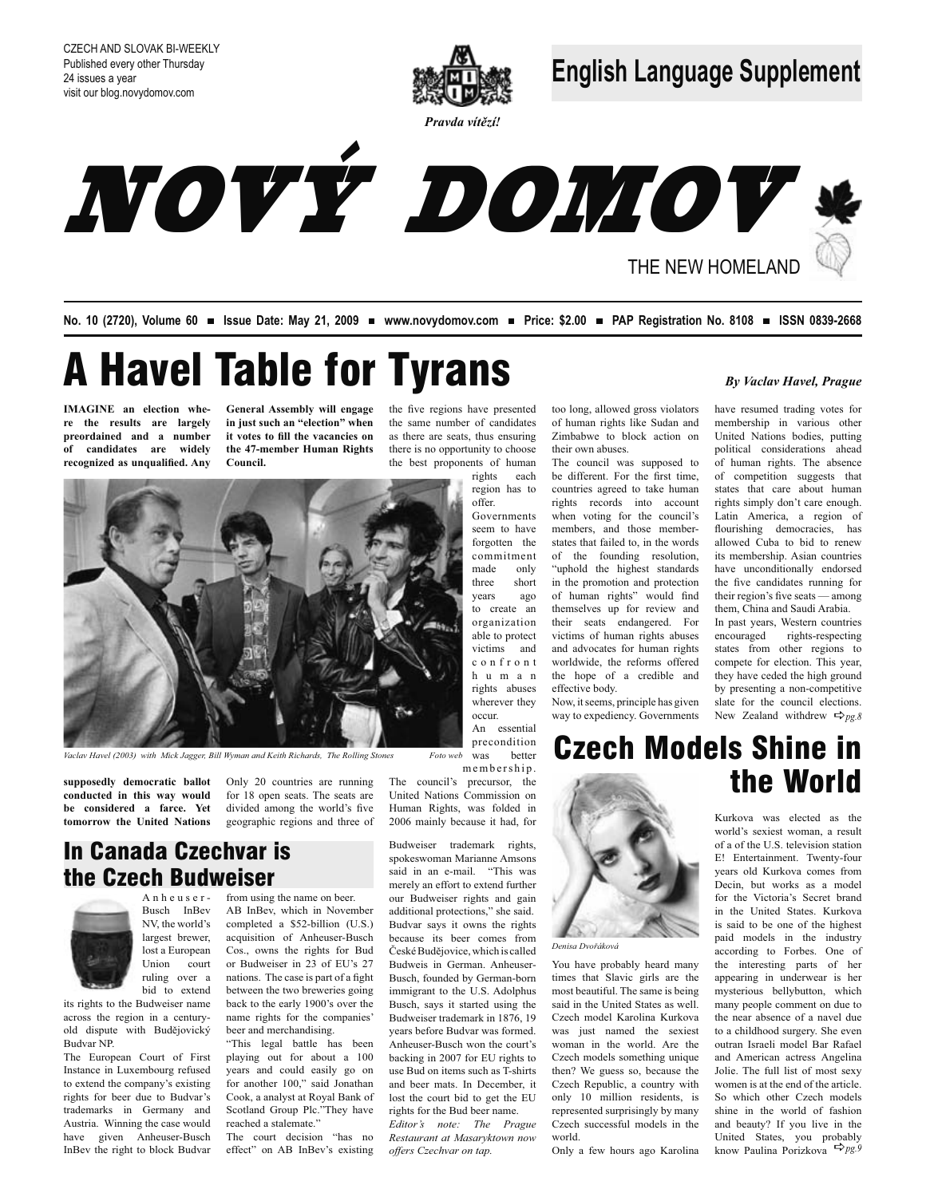CZECH AND SLOVAK BI-WEEKLY
Published every other Thursday
24 issues a year
visit our blog.novydomov.com

**English Language Supplement**

*Pravda vítězí!*

# NOVÝ DOMOV

THE NEW HOMELAND

**No. 10 (2720), Volume 60 ■ Issue Date: May 21, 2009 ■ www.novydomov.com ■ Price: $2.00 ■ PAP Registration No. 8108 ■ ISSN 0839-2668**

# A Havel Table for Tyrans

***By Vaclav Havel, Prague***

**IMAGINE an election where the results are largely preordained and a number of candidates are widely recognized as unqualified. Any supposedly democratic ballot conducted in this way would be considered a farce. Yet tomorrow the United Nations General Assembly will engage in just such an "election" when it votes to fill the vacancies on the 47-member Human Rights Council.**

Only 20 countries are running for 18 open seats. The seats are divided among the world's five geographic regions and three of the five regions have presented the same number of candidates as there are seats, thus ensuring there is no opportunity to choose the best proponents of human rights each region has to offer.

*Vaclav Havel (2003) with Mick Jagger, Bill Wyman and Keith Richards, The Rolling Stones* — *Foto web*

Governments seem to have forgotten the commitment made only three short years ago to create an organization able to protect victims and confront human rights abuses wherever they occur. An essential precondition was better membership.

The council's precursor, the United Nations Commission on Human Rights, was folded in 2006 mainly because it had, for too long, allowed gross violators of human rights like Sudan and Zimbabwe to block action on their own abuses.

The council was supposed to be different. For the first time, countries agreed to take human rights records into account when voting for the council's members, and those member-states that failed to, in the words of the founding resolution, "uphold the highest standards in the promotion and protection of human rights" would find themselves up for review and their seats endangered. For victims of human rights abuses and advocates for human rights worldwide, the reforms offered the hope of a credible and effective body.

Now, it seems, principle has given way to expediency. Governments have resumed trading votes for membership in various other United Nations bodies, putting political considerations ahead of human rights. The absence of competition suggests that states that care about human rights simply don't care enough. Latin America, a region of flourishing democracies, has allowed Cuba to bid to renew its membership. Asian countries have unconditionally endorsed the five candidates running for their region's five seats — among them, China and Saudi Arabia.

In past years, Western countries encouraged rights-respecting states from other regions to compete for election. This year, they have ceded the high ground by presenting a non-competitive slate for the council elections. New Zealand withdrew ⇨*pg.8*

## In Canada Czechvar is the Czech Budweiser

Anheuser-Busch InBev NV, the world's largest brewer, lost a European Union court ruling over a bid to extend its rights to the Budweiser name across the region in a century-old dispute with Budějovický Budvar NP.

The European Court of First Instance in Luxembourg refused to extend the company's existing rights for beer due to Budvar's trademarks in Germany and Austria. Winning the case would have given Anheuser-Busch InBev the right to block Budvar from using the name on beer.

AB InBev, which in November completed a $52-billion (U.S.) acquisition of Anheuser-Busch Cos., owns the rights for Bud or Budweiser in 23 of EU's 27 nations. The case is part of a fight between the two breweries going back to the early 1900's over the name rights for the companies' beer and merchandising.

"This legal battle has been playing out for about a 100 years and could easily go on for another 100," said Jonathan Cook, a analyst at Royal Bank of Scotland Group Plc."They have reached a stalemate."

The court decision "has no effect" on AB InBev's existing Budweiser trademark rights, spokeswoman Marianne Amsons said in an e-mail. "This was merely an effort to extend further our Budweiser rights and gain additional protections," she said.

Budvar says it owns the rights because its beer comes from České Budějovice, which is called Budweis in German. Anheuser-Busch, founded by German-born immigrant to the U.S. Adolphus Busch, says it started using the Budweiser trademark in 1876, 19 years before Budvar was formed. Anheuser-Busch won the court's backing in 2007 for EU rights to use Bud on items such as T-shirts and beer mats. In December, it lost the court bid to get the EU rights for the Bud beer name.

*Editor's note: The Prague Restaurant at Masaryktown now offers Czechvar on tap.*

## Czech Models Shine in the World

*Denisa Dvořáková*

You have probably heard many times that Slavic girls are the most beautiful. The same is being said in the United States as well. Czech model Karolina Kurkova was just named the sexiest woman in the world. Are the Czech models something unique then? We guess so, because the Czech Republic, a country with only 10 million residents, is represented surprisingly by many Czech successful models in the world.

Only a few hours ago Karolina Kurkova was elected as the world's sexiest woman, a result of a of the U.S. television station E! Entertainment. Twenty-four years old Kurkova comes from Decin, but works as a model for the Victoria's Secret brand in the United States. Kurkova is said to be one of the highest paid models in the industry according to Forbes. One of the interesting parts of her appearing in underwear is her mysterious bellybutton, which many people comment on due to the near absence of a navel due to a childhood surgery. She even outran Israeli model Bar Rafael and American actress Angelina Jolie. The full list of most sexy women is at the end of the article. So which other Czech models shine in the world of fashion and beauty? If you live in the United States, you probably know Paulina Porizkova ⇨*pg.9*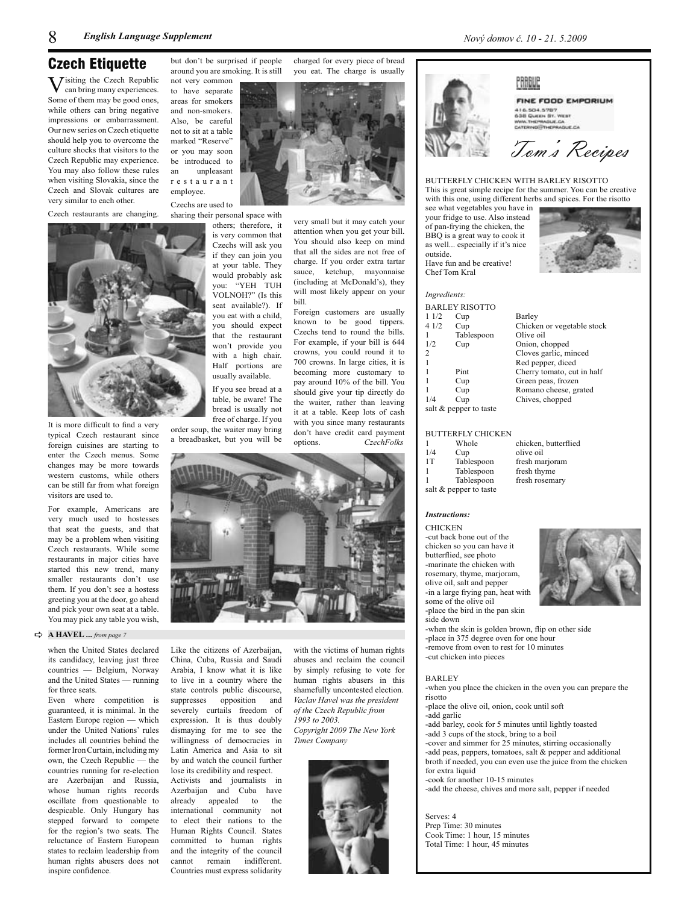## Czech Etiquette

Visiting the Czech Republic can bring many experiences. Some of them may be good ones, while others can bring negative impressions or embarrassment. Our new series on Czech etiquette should help you to overcome the culture shocks that visitors to the Czech Republic may experience. You may also follow these rules when visiting Slovakia, since the Czech and Slovak cultures are very similar to each other.

Czech restaurants are changing. It is more difficult to find a very typical Czech restaurant since foreign cuisines are starting to enter the Czech menus. Some changes may be more towards western customs, while others can be still far from what foreign visitors are used to.

For example, Americans are very much used to hostesses that seat the guests, and that may be a problem when visiting Czech restaurants. While some restaurants in major cities have started this new trend, many smaller restaurants don't use them. If you don't see a hostess greeting you at the door, go ahead and pick your own seat at a table. You may pick any table you wish, but don't be surprised if people around you are smoking. It is still not very common to have separate areas for smokers and non-smokers. Also, be careful not to sit at a table marked "Reserve" or you may soon be introduced to an unpleasant restaurant employee.

Czechs are used to sharing their personal space with others; therefore, it is very common that Czechs will ask you if they can join you at your table. They would probably ask you: "YEH TUH VOLNOH?" (Is this seat available?). If you eat with a child, you should expect that the restaurant won't provide you with a high chair. Half portions are usually available.

If you see bread at a table, be aware! The bread is usually not free of charge. If you order soup, the waiter may bring a breadbasket, but you will be charged for every piece of bread you eat. The charge is usually very small but it may catch your attention when you get your bill. You should also keep on mind that all the sides are not free of charge. If you order extra tartar sauce, ketchup, mayonnaise (including at McDonald's), they will most likely appear on your bill.

Foreign customers are usually known to be good tippers. Czechs tend to round the bills. For example, if your bill is 644 crowns, you could round it to 700 crowns. In large cities, it is becoming more customary to pay around 10% of the bill. You should give your tip directly do the waiter, rather than leaving it at a table. Keep lots of cash with you since many restaurants don't have credit card payment options. *CzechFolks*

**A HAVEL ...** *from page 7*

when the United States declared its candidacy, leaving just three countries — Belgium, Norway and the United States — running for three seats.

Even where competition is guaranteed, it is minimal. In the Eastern Europe region — which under the United Nations' rules includes all countries behind the former Iron Curtain, including my own, the Czech Republic — the countries running for re-election are Azerbaijan and Russia, whose human rights records oscillate from questionable to despicable. Only Hungary has stepped forward to compete for the region's two seats. The reluctance of Eastern European states to reclaim leadership from human rights abusers does not inspire confidence.

Like the citizens of Azerbaijan, China, Cuba, Russia and Saudi Arabia, I know what it is like to live in a country where the state controls public discourse, suppresses opposition and severely curtails freedom of expression. It is thus doubly dismaying for me to see the willingness of democracies in Latin America and Asia to sit by and watch the council further lose its credibility and respect.

Activists and journalists in Azerbaijan and Cuba have already appealed to the international community not to elect their nations to the Human Rights Council. States committed to human rights and the integrity of the council cannot remain indifferent. Countries must express solidarity with the victims of human rights abuses and reclaim the council by simply refusing to vote for human rights abusers in this shamefully uncontested election.

*Vaclav Havel was the president of the Czech Republic from 1993 to 2003.*

*Copyright 2009 The New York Times Company*

---

PRAGUE FINE FOOD EMPORIUM
416.504.5787
638 Queen St. West
www.theprague.ca
catering@theprague.ca

## Tom's Recipes

### BUTTERFLY CHICKEN WITH BARLEY RISOTTO

This is great simple recipe for the summer. You can be creative with this one, using different herbs and spices. For the risotto see what vegetables you have in your fridge to use. Also instead of pan-frying the chicken, the BBQ is a great way to cook it as well... especially if it's nice outside.
Have fun and be creative!
Chef Tom Kral

*Ingredients:*

BARLEY RISOTTO

| | | |
|---|---|---|
| 1 1/2 | Cup | Barley |
| 4 1/2 | Cup | Chicken or vegetable stock |
| 1 | Tablespoon | Olive oil |
| 1/2 | Cup | Onion, chopped |
| 2 | | Cloves garlic, minced |
| 1 | | Red pepper, diced |
| 1 | Pint | Cherry tomato, cut in half |
| 1 | Cup | Green peas, frozen |
| 1 | Cup | Romano cheese, grated |
| 1/4 | Cup | Chives, chopped |

salt & pepper to taste

BUTTERFLY CHICKEN

| | | |
|---|---|---|
| 1 | Whole | chicken, butterflied |
| 1/4 | Cup | olive oil |
| 1T | Tablespoon | fresh marjoram |
| 1 | Tablespoon | fresh thyme |
| 1 | Tablespoon | fresh rosemary |

salt & pepper to taste

***Instructions:***

CHICKEN
- -cut back bone out of the chicken so you can have it butterflied, see photo
- -marinate the chicken with rosemary, thyme, marjoram, olive oil, salt and pepper
- -in a large frying pan, heat with some of the olive oil
- -place the bird in the pan skin side down
- -when the skin is golden brown, flip on other side
- -place in 375 degree oven for one hour
- -remove from oven to rest for 10 minutes
- -cut chicken into pieces

BARLEY
- -when you place the chicken in the oven you can prepare the risotto
- -place the olive oil, onion, cook until soft
- -add garlic
- -add barley, cook for 5 minutes until lightly toasted
- -add 3 cups of the stock, bring to a boil
- -cover and simmer for 25 minutes, stirring occasionally
- -add peas, peppers, tomatoes, salt & pepper and additional broth if needed, you can even use the juice from the chicken for extra liquid
- -cook for another 10-15 minutes
- -add the cheese, chives and more salt, pepper if needed

Serves: 4
Prep Time: 30 minutes
Cook Time: 1 hour, 15 minutes
Total Time: 1 hour, 45 minutes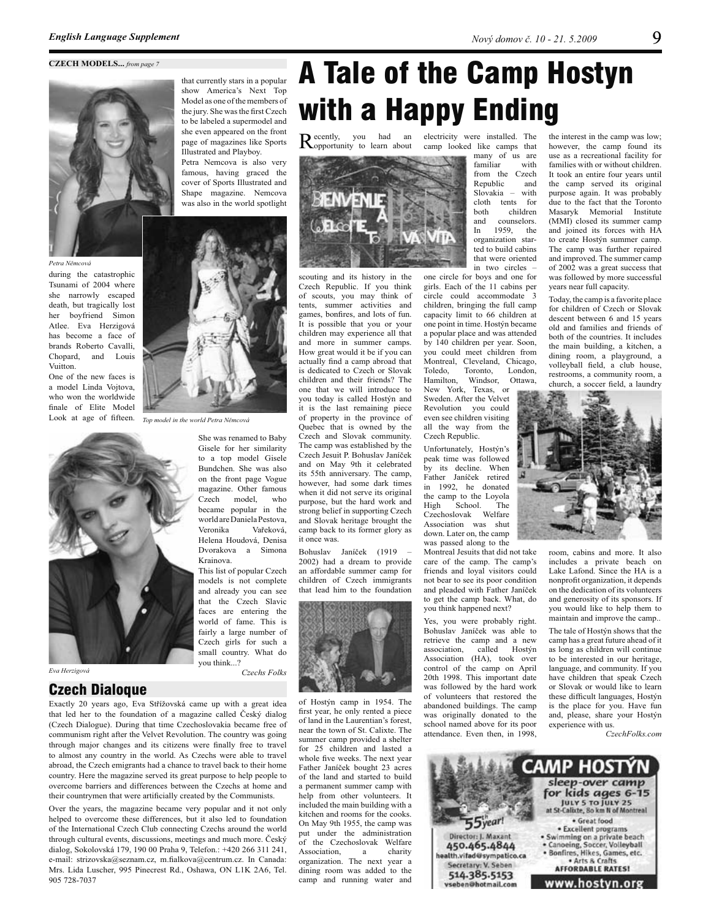**CZECH MODELS...** *from page 7*

that currently stars in a popular show America's Next Top Model as one of the members of the jury. She was the first Czech to be labeled a supermodel and she even appeared on the front page of magazines like Sports Illustrated and Playboy.

Petra Nemcova is also very famous, having graced the cover of Sports Illustrated and Shape magazine. Nemcova was also in the world spotlight

*Petra Němcová*

during the catastrophic Tsunami of 2004 where she narrowly escaped death, but tragically lost her boyfriend Simon Atlee. Eva Herzigová has become a face of brands Roberto Cavalli, Chopard, and Louis Vuitton.

One of the new faces is a model Linda Vojtova, who won the worldwide finale of Elite Model Look at age of fifteen.

*Top model in the world Petra Němcová*

She was renamed to Baby Gisele for her similarity to a top model Gisele Bundchen. She was also on the front page Vogue magazine. Other famous Czech model, who became popular in the world are Daniela Pestova, Veronika Vařeková, Helena Houdová, Denisa Dvorakova a Simona Krainova.

This list of popular Czech models is not complete and already you can see that the Czech Slavic faces are entering the world of fame. This is fairly a large number of Czech girls for such a small country. What do you think...?

*Czechs Folks*

*Eva Herzigová*

## Czech Dialoque

Exactly 20 years ago, Eva Střížovská came up with a great idea that led her to the foundation of a magazine called Český dialog (Czech Dialogue). During that time Czechoslovakia became free of communism right after the Velvet Revolution. The country was going through major changes and its citizens were finally free to travel to almost any country in the world. As Czechs were able to travel abroad, the Czech emigrants had a chance to travel back to their home country. Here the magazine served its great purpose to help people to overcome barriers and differences between the Czechs at home and their countrymen that were artificially created by the Communists.

Over the years, the magazine became very popular and it not only helped to overcome these differences, but it also led to foundation of the International Czech Club connecting Czechs around the world through cultural events, discussions, meetings and much more. Český dialog, Sokolovská 179, 190 00 Praha 9, Telefon.: +420 266 311 241, e-mail: strizovska@seznam.cz, m.fialkova@centrum.cz. In Canada: Mrs. Lida Luscher, 995 Pinecrest Rd., Oshawa, ON L1K 2A6, Tel. 905 728-7037

# A Tale of the Camp Hostyn with a Happy Ending

Recently, you had an opportunity to learn about scouting and its history in the Czech Republic. If you think of scouts, you may think of tents, summer activities and games, bonfires, and lots of fun. It is possible that you or your children may experience all that and more in summer camps. How great would it be if you can actually find a camp abroad that is dedicated to Czech or Slovak children and their friends? The one that we will introduce to you today is called Hostýn and it is the last remaining piece of property in the province of Quebec that is owned by the Czech and Slovak community. The camp was established by the Czech Jesuit P. Bohuslav Janíček and on May 9th it celebrated its 55th anniversary. The camp, however, had some dark times when it did not serve its original purpose, but the hard work and strong belief in supporting Czech and Slovak heritage brought the camp back to its former glory as it once was.

Bohuslav Janíček (1919 – 2002) had a dream to provide an affordable summer camp for children of Czech immigrants that lead him to the foundation of Hostýn camp in 1954. The first year, he only rented a piece of land in the Laurentian's forest, near the town of St. Calixte. The summer camp provided a shelter for 25 children and lasted a whole five weeks. The next year Father Janíček bought 23 acres of the land and started to build a permanent summer camp with help from other volunteers. It included the main building with a kitchen and rooms for the cooks. On May 9th 1955, the camp was put under the administration of the Czechoslovak Welfare Association, a charity organization. The next year a dining room was added to the camp and running water and electricity were installed. The camp looked like camps that many of us are familiar with from the Czech Republic and Slovakia – with cloth tents for both children and counselors. In 1959, the organization started to build cabins that were oriented in two circles – one circle for boys and one for girls. Each of the 11 cabins per circle could accommodate 3 children, bringing the full camp capacity limit to 66 children at one point in time. Hostýn became a popular place and was attended by 140 children per year. Soon, you could meet children from Montreal, Cleveland, Chicago, Toledo, Toronto, London, Hamilton, Windsor, Ottawa, New York, Texas, or Sweden. After the Velvet Revolution you could even see children visiting all the way from the Czech Republic.

Unfortunately, Hostýn's peak time was followed by its decline. When Father Janíček retired in 1992, he donated the camp to the Loyola High School. The Czechoslovak Welfare Association was shut down. Later on, the camp was passed along to the Montreal Jesuits that did not take care of the camp. The camp's friends and loyal visitors could not bear to see its poor condition and pleaded with Father Janíček to get the camp back. What, do you think happened next?

Yes, you were probably right. Bohuslav Janíček was able to retrieve the camp and a new association, called Hostýn Association (HA), took over control of the camp on April 20th 1998. This important date was followed by the hard work of volunteers that restored the abandoned buildings. The camp was originally donated to the school named above for its poor attendance. Even then, in 1998, the interest in the camp was low; however, the camp found its use as a recreational facility for families with or without children. It took an entire four years until the camp served its original purpose again. It was probably due to the fact that the Toronto Masaryk Memorial Institute (MMI) closed its summer camp and joined its forces with HA to create Hostýn summer camp. The camp was further repaired and improved. The summer camp of 2002 was a great success that was followed by more successful years near full capacity.

Today, the camp is a favorite place for children of Czech or Slovak descent between 6 and 15 years old and families and friends of both of the countries. It includes the main building, a kitchen, a dining room, a playground, a volleyball field, a club house, restrooms, a community room, a church, a soccer field, a laundry room, cabins and more. It also includes a private beach on Lake Lafond. Since the HA is a nonprofit organization, it depends on the dedication of its volunteers and generosity of its sponsors. If you would like to help them to maintain and improve the camp..

The tale of Hostýn shows that the camp has a great future ahead of it as long as children will continue to be interested in our heritage, language, and community. If you have children that speak Czech or Slovak or would like to learn these difficult languages, Hostýn is the place for you. Have fun and, please, share your Hostýn experience with us.

*CzechFolks.com*

**CAMP HOSTÝN**

sleep-over camp for kids ages 6-15

JULY 5 TO JULY 25 at St-Calixte, 80 km N of Montreal

55th year!

- Great food
- Excellent programs
- Swimming on a private beach
- Canoeing, Soccer, Volleyball
- Bonfires, Hikes, Games, etc.
- Arts & Crafts

AFFORDABLE RATES!

Director: J. Maxant
450.465.4844
health.vifad@sympatico.ca

Secretary: V. Seben
514.385.5153
vseben@hotmail.com

www.hostyn.org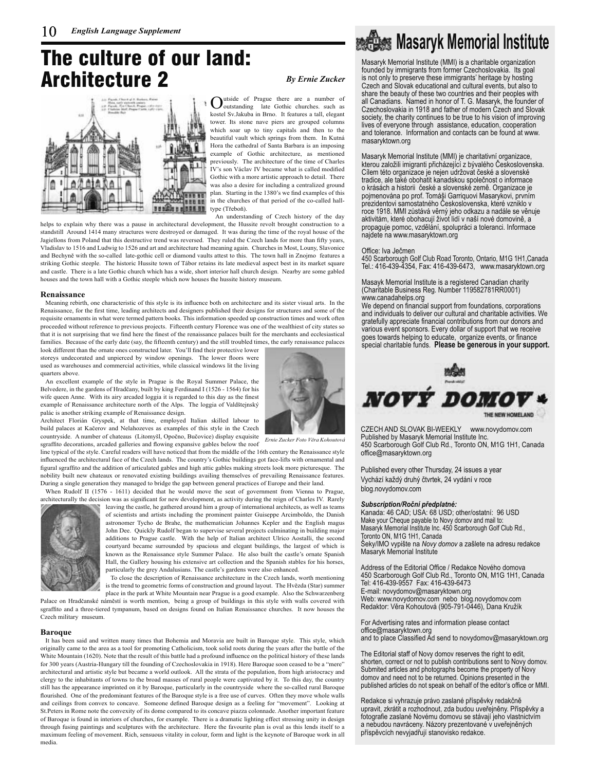# The culture of our land: Architecture 2

*By Ernie Zucker*

Outside of Prague there are a number of outstanding late Gothic churches. such as kostel Sv.Jakuba in Brno. It features a tall, elegant tower. Its stone nave piers are grouped columns which soar up to tiny capitals and then to the beautiful vault which springs from them. In Kutná Hora the cathedral of Santa Barbara is an imposing example of Gothic architecture, as mentioned previously. The architecture of the time of Charles IV's son Václav IV became what is called modified Gothic with a more artistic approach to detail. There was also a desire for including a centralized ground plan. Starting in the 1380's we find examples of this in the churches of that period of the co-called hall-type (Třeboň).

An understanding of Czech history of the day helps to explain why there was a pause in architectural development, the Hussite revolt brought construction to a standstill Around 1414 many structures were destroyed or damaged. It was during the time of the royal house of the Jagiellons from Poland that this destructive trend was reversed. They ruled the Czech lands for more than fifty years, Vladislav to 1516 and Ludwig to 1526 and art and architecture had meaning again. Churches in Most, Louny, Slavonice and Bechyně with the so-called late-gothic cell or diamond vaults attest to this. The town hall in Znojmo features a striking Gothic steeple. The historic Hussite town of Tábor retains its late medieval aspect best in its market square and castle. There is a late Gothic church which has a wide, short interior hall church design. Nearby are some gabled houses and the town hall with a Gothic steeple which now houses the hussite history museum.

## Renaissance

Meaning rebirth, one characteristic of this style is its influence both on architecture and its sister visual arts. In the Renaissance, for the first time, leading architects and designers published their designs for structures and some of the requisite ornaments in what were termed pattern books. This information speeded up construction times and work often proceeded without reference to previous projects. Fifteenth century Florence was one of the wealthiest of city states so that it is not surprising that we find here the finest of the renaissance palaces built for the merchants and ecclesiastical families. Because of the early date (say, the fifteenth century) and the still troubled times, the early renaissance palaces look different than the ornate ones constructed later. You'll find their protective lower storeys undecorated and unpierced by window openings. The lower floors were used as warehouses and commercial activities, while classical windows lit the living quarters above.

An excellent example of the style in Prague is the Royal Summer Palace, the Belvedere, in the gardens of Hradčany, built by king Ferdinand I (1526 - 1564) for his wife queen Anne. With its airy arcaded loggia it is regarded to this day as the finest example of Renaissance architecture north of the Alps. The loggia of Valdštejnský palác is another striking example of Renaissance design.

Architect Florián Gryspek, at that time, employed Italian skilled labour to build palaces at Kačerov and Nelahozeves as examples of this style in the Czech countryside. A number of chateaus (Litomyšl, Opočno, Bučovice) display exquisite sgraffito decorations, arcaded galleries and flowing expansive gables below the roof line typical of the style. Careful readers will have noticed that from the middle of the 16th century the Renaissance style influenced the architectural face of the Czech lands. The country's Gothic buildings got face-lifts with ornamental and figural sgraffito and the addition of articulated gables and high attic gables making streets look more picturesque. The nobility built new chateaux or renovated existing buildings availing themselves of prevailing Renaissance features. During a single generation they managed to bridge the gap between general practices of Europe and their land.

*Ernie Zucker Foto Věra Kohoutová*

When Rudolf II (1576 - 1611) decided that he would move the seat of government from Vienna to Prague, architecturally the decision was as significant for new development, as activity during the reign of Charles IV. Rarely leaving the castle, he gathered around him a group of international architects, as well as teams of scientists and artists including the prominent painter Guiseppe Arcimboldo, the Danish astronomer Tycho de Brahe, the mathematician Johannes Kepler and the English magus John Dee. Quickly Rudolf began to supervise several projects culminating in building major additions to Prague castle. With the help of Italian architect Ulrico Aostalli, the second courtyard became surrounded by spacious and elegant buildings, the largest of which is known as the Renaissance style Summer Palace. He also built the castle's ornate Spanish Hall, the Gallery housing his extensive art collection and the Spanish stables for his horses, particularly the grey Andalusians. The castle's gardens were also enhanced.

To close the description of Renaissance architecture in the Czech lands, worth mentioning is the trend to geometric forms of construction and ground layout. The Hvězda (Star) summer place in the park at White Mountain near Prague is a good example. Also the Schwarzenberg Palace on Hradčanské náměstí is worth mention, being a group of buildings in this style with walls covered with sgraffito and a three-tiered tympanum, based on designs found on Italian Renaissance churches. It now houses the Czech military museum.

## Baroque

It has been said and written many times that Bohemia and Moravia are built in Baroque style. This style, which originally came to the area as a tool for promoting Catholicism, took solid roots during the years after the battle of the White Mountain (1620). Note that the result of this battle had a profound influence on the political history of these lands for 300 years (Austria-Hungary till the founding of Czechoslovakia in 1918). Here Baroque soon ceased to be a "mere" architectural and artistic style but became a world outlook. All the strata of the population, from high aristocracy and clergy to the inhabitants of towns to the broad masses of rural people were captivated by it. To this day, the country still has the appearance imprinted on it by Baroque, particularly in the countryside where the so-called rural Baroque flourished. One of the predominant features of the Baroque style is a free use of curves. Often they move whole walls and ceilings from convex to concave. Someone defined Baroque design as a feeling for "movement". Looking at St.Peters in Rome note the convexity of its dome compared to its concave piazza colonnade. Another important feature of Baroque is found in interiors of churches, for example. There is a dramatic lighting effect stressing unity in design through fusing paintings and sculptures with the architecture. Here the favourite plan is oval as this lends itself to a maximum feeling of movement. Rich, sensuous vitality in colour, form and light is the keynote of Baroque work in all media.

# Masaryk Memorial Institute

Masaryk Memorial Institute (MMI) is a charitable organization founded by immigrants from former Czechoslovakia. Its goal is not only to preserve these immigrants' heritage by hosting Czech and Slovak educational and cultural events, but also to share the beauty of these two countries and their peoples with all Canadians. Named in honor of T. G. Masaryk, the founder of Czechoslovakia in 1918 and father of modern Czech and Slovak society, the charity continues to be true to his vision of improving lives of everyone through assistance, education, cooperation and tolerance. Information and contacts can be found at www.masaryktown.org

Masaryk Memorial Institute (MMI) je charitativní organizace, kterou založili imigranti přicházející z bývalého Československa. Cílem této organizace je nejen udržovat české a slovenské tradice, ale také obohatit kanadskou společnost o informace o krásách a historii české a slovenské země. Organizace je pojmenována po prof. Tomáši Garriquovi Masarykovi, prvním prezidentovi samostatného Československa, které vzniklo v roce 1918. MMI zůstává věrný jeho odkazu a nadále se věnuje aktivitám, které obohacují život lidí v naší nové domovině, a propaguje pomoc, vzdělání, spolupráci a toleranci. Informace najdete na www.masaryktown.org

Office: Iva Ječmen
450 Scarborough Golf Club Road Toronto, Ontario, M1G 1H1,Canada
Tel.: 416-439-4354, Fax: 416-439-6473, www.masaryktown.org

Masayk Memorial Institute is a registered Canadian charity (Charitable Business Reg. Number 119582781RR0001)
www.canadahelps.org
We depend on financial support from foundations, corporations and individuals to deliver our cultural and charitable activities. We gratefully appreciate financial contributions from our donors and various event sponsors. Every dollar of support that we receive goes towards helping to educate, organize events, or finance special charitable funds. **Please be generous in your support.**

**NOVÝ DOMOV**
THE NEW HOMELAND

CZECH AND SLOVAK BI-WEEKLY www.novydomov.com
Published by Masaryk Memorial Institute Inc.
450 Scarborough Golf Club Rd., Toronto ON, M1G 1H1, Canada
office@masaryktown.org

Published every other Thursday, 24 issues a year
Vychází každý druhý čtvrtek, 24 vydání v roce
blog.novydomov.com

***Subscription/Roční předplatné:***
Kanada: 46 CAD; USA: 68 USD; other/ostatní: 96 USD
Make your Cheque payable to Novy domov and mail to:
Masaryk Memorial Institute Inc. 450 Scarborough Golf Club Rd., Toronto ON, M1G 1H1, Canada
Šeky/IMO vypište na *Novy domov* a zašlete na adresu redakce Masaryk Memorial Institute

Address of the Editorial Office / Redakce Nového domova
450 Scarborough Golf Club Rd., Toronto ON, M1G 1H1, Canada
Tel: 416-439-9557 Fax: 416-439-6473
E-mail: novydomov@masaryktown.org
Web: www.novydomov.com nebo blog.novydomov.com
Redaktor: Věra Kohoutová (905-791-0446), Dana Kružík

For Advertising rates and information please contact
office@masaryktown.org
and to place Classified Ad send to novydomov@masaryktown.org

The Editorial staff of Novy domov reserves the right to edit, shorten, correct or not to publish contributions sent to Novy domov. Submited articles and photographs become the property of Novy domov and need not to be returned. Opinions presented in the published articles do not speak on behalf of the editor's office or MMI.

Redakce si vyhrazuje právo zaslané příspěvky redakčně upravit, zkrátit a rozhodnout, zda budou uveřejněny. Příspěvky a fotografie zaslané Novému domovu se stávají jeho vlastnictvím a nebudou navráceny. Názory prezentované v uveřejněných příspěvcích nevyjadřují stanovisko redakce.